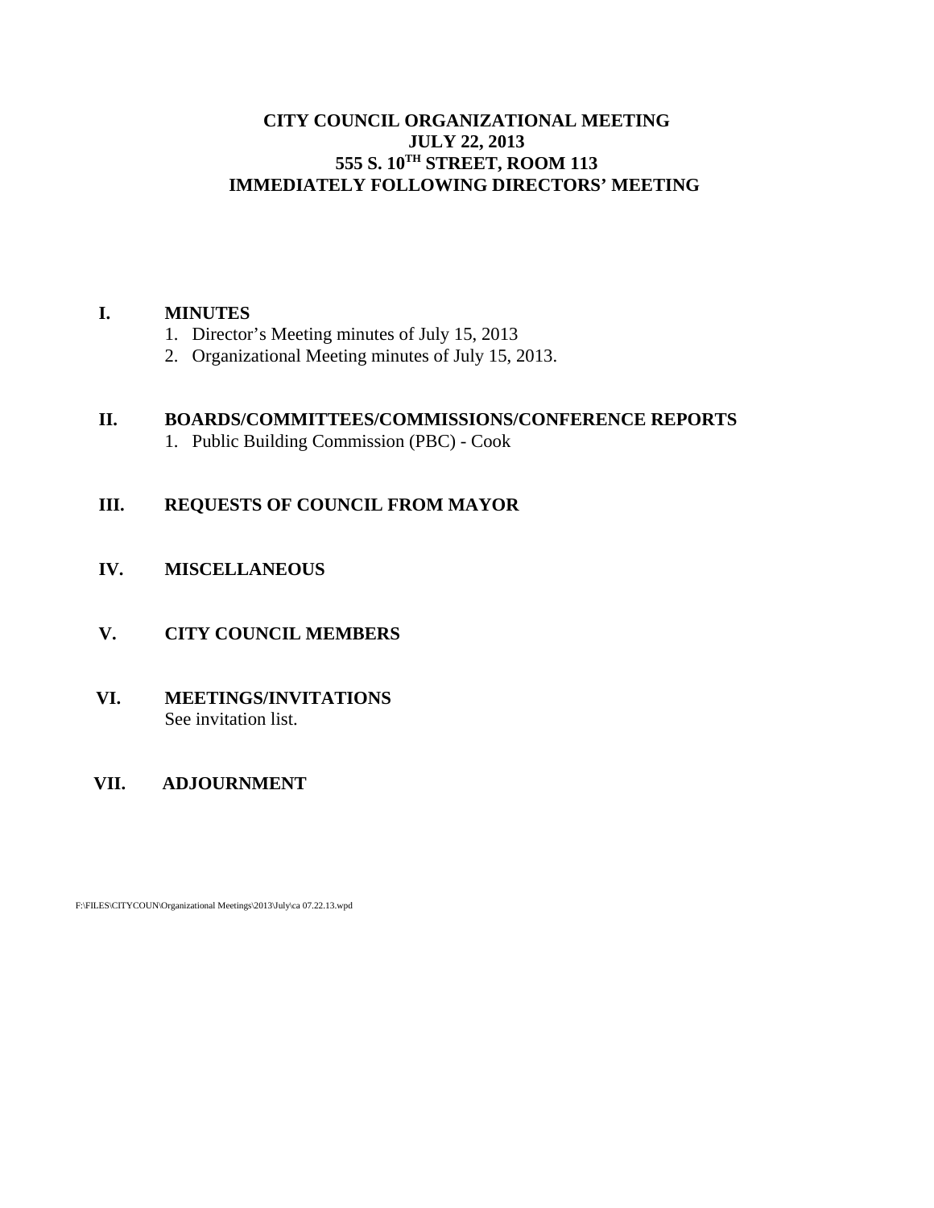# CITY COUNCIL ORGANIZATIONAL MEETING
# JULY 22, 2013
# 555 S. 10TH STREET, ROOM 113
# IMMEDIATELY FOLLOWING DIRECTORS' MEETING

## I. MINUTES

1. Director's Meeting minutes of July 15, 2013
2. Organizational Meeting minutes of July 15, 2013.

## II. BOARDS/COMMITTEES/COMMISSIONS/CONFERENCE REPORTS

1. Public Building Commission (PBC) - Cook

## III. REQUESTS OF COUNCIL FROM MAYOR

## IV. MISCELLANEOUS

## V. CITY COUNCIL MEMBERS

## VI. MEETINGS/INVITATIONS

See invitation list.

## VII. ADJOURNMENT

F:\FILES\CITYCOUN\Organizational Meetings\2013\July\ca 07.22.13.wpd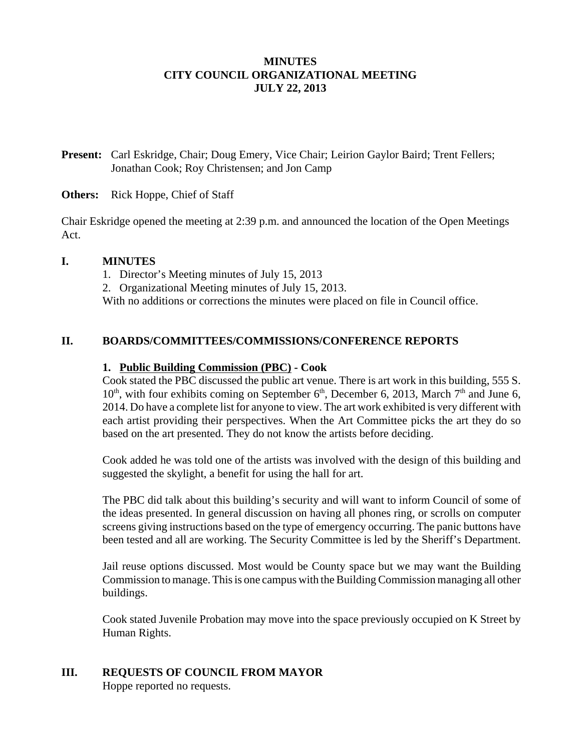**MINUTES**
**CITY COUNCIL ORGANIZATIONAL MEETING**
**JULY 22, 2013**

**Present:** Carl Eskridge, Chair; Doug Emery, Vice Chair; Leirion Gaylor Baird; Trent Fellers; Jonathan Cook; Roy Christensen; and Jon Camp

**Others:** Rick Hoppe, Chief of Staff

Chair Eskridge opened the meeting at 2:39 p.m. and announced the location of the Open Meetings Act.

## I. MINUTES

1. Director's Meeting minutes of July 15, 2013
2. Organizational Meeting minutes of July 15, 2013.

With no additions or corrections the minutes were placed on file in Council office.

## II. BOARDS/COMMITTEES/COMMISSIONS/CONFERENCE REPORTS

### 1. Public Building Commission (PBC) - Cook

Cook stated the PBC discussed the public art venue. There is art work in this building, 555 S. 10th, with four exhibits coming on September 6th, December 6, 2013, March 7th and June 6, 2014. Do have a complete list for anyone to view. The art work exhibited is very different with each artist providing their perspectives. When the Art Committee picks the art they do so based on the art presented. They do not know the artists before deciding.

Cook added he was told one of the artists was involved with the design of this building and suggested the skylight, a benefit for using the hall for art.

The PBC did talk about this building's security and will want to inform Council of some of the ideas presented. In general discussion on having all phones ring, or scrolls on computer screens giving instructions based on the type of emergency occurring. The panic buttons have been tested and all are working. The Security Committee is led by the Sheriff's Department.

Jail reuse options discussed. Most would be County space but we may want the Building Commission to manage. This is one campus with the Building Commission managing all other buildings.

Cook stated Juvenile Probation may move into the space previously occupied on K Street by Human Rights.

## III. REQUESTS OF COUNCIL FROM MAYOR

Hoppe reported no requests.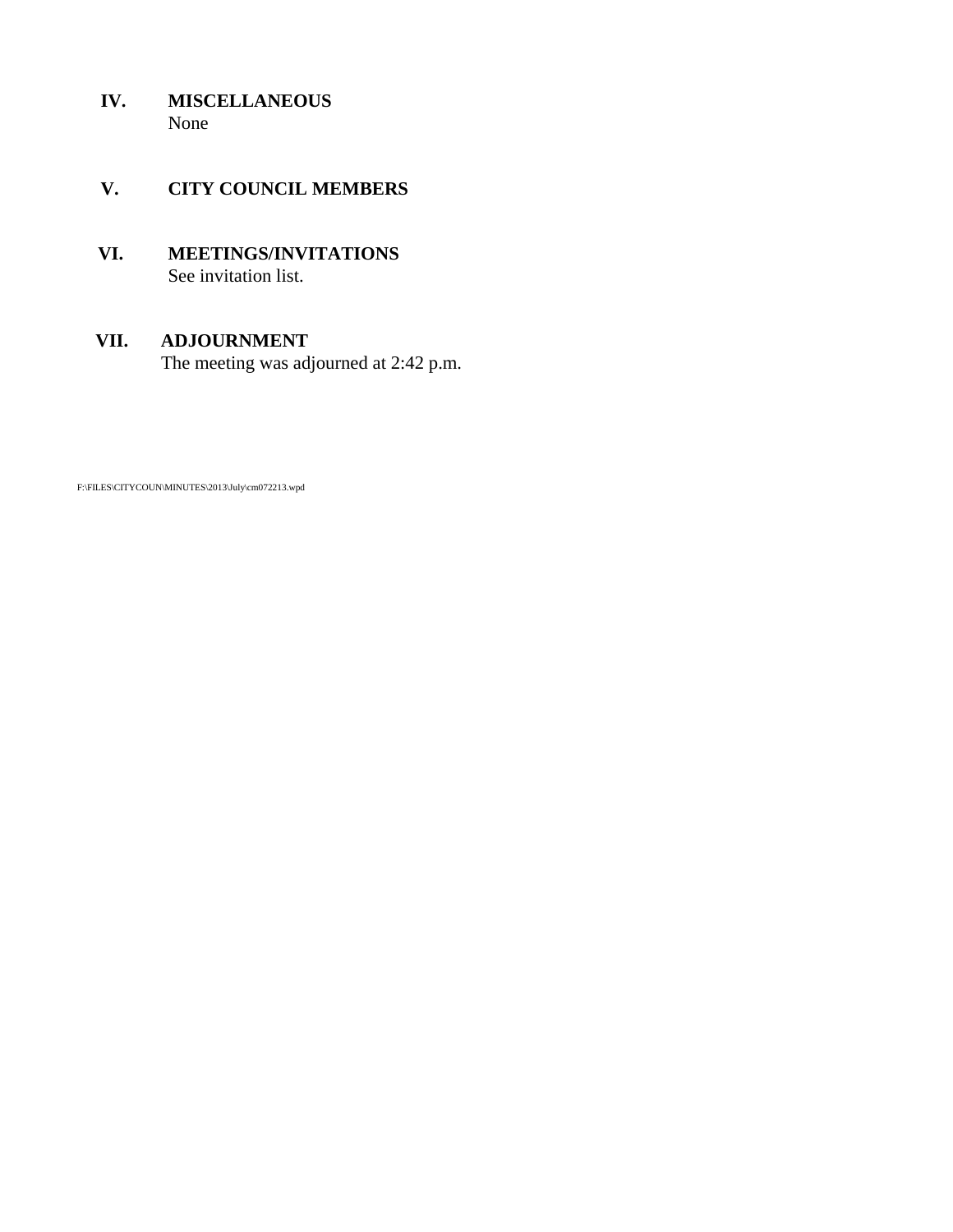## IV. MISCELLANEOUS

None

## V. CITY COUNCIL MEMBERS

## VI. MEETINGS/INVITATIONS

See invitation list.

## VII. ADJOURNMENT

The meeting was adjourned at 2:42 p.m.

F:\FILES\CITYCOUN\MINUTES\2013\July\cm072213.wpd